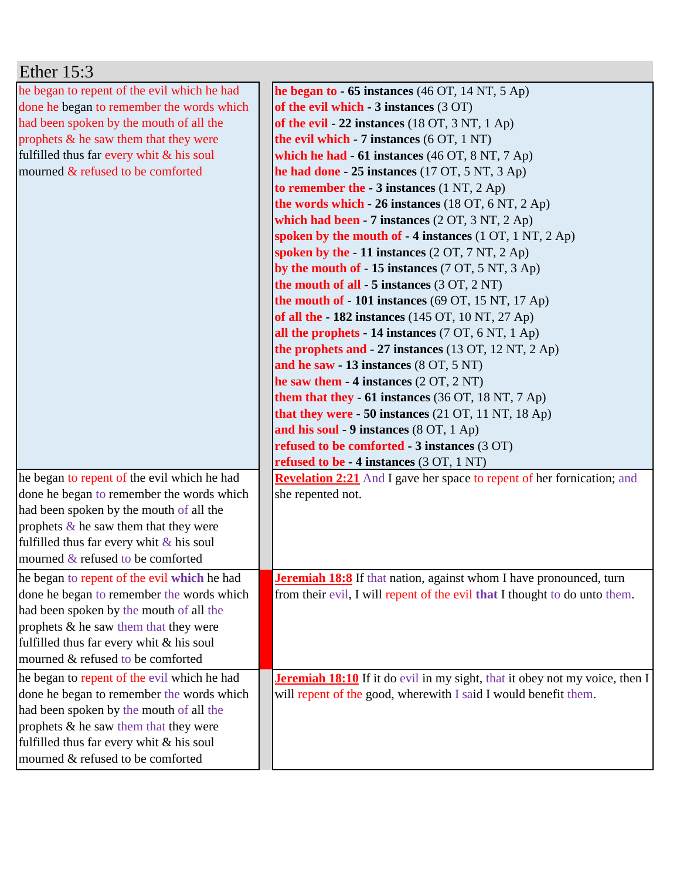## Ether 15:3

| | |
|---|---|
| he began to repent of the evil which he had done he began to remember the words which had been spoken by the mouth of all the prophets & he saw them that they were fulfilled thus far every whit & his soul mourned & refused to be comforted | **he began to - 65 instances** (46 OT, 14 NT, 5 Ap)<br>**of the evil which - 3 instances** (3 OT)<br>**of the evil - 22 instances** (18 OT, 3 NT, 1 Ap)<br>**the evil which - 7 instances** (6 OT, 1 NT)<br>**which he had - 61 instances** (46 OT, 8 NT, 7 Ap)<br>**he had done - 25 instances** (17 OT, 5 NT, 3 Ap)<br>**to remember the - 3 instances** (1 NT, 2 Ap)<br>**the words which - 26 instances** (18 OT, 6 NT, 2 Ap)<br>**which had been - 7 instances** (2 OT, 3 NT, 2 Ap)<br>**spoken by the mouth of - 4 instances** (1 OT, 1 NT, 2 Ap)<br>**spoken by the - 11 instances** (2 OT, 7 NT, 2 Ap)<br>**by the mouth of - 15 instances** (7 OT, 5 NT, 3 Ap)<br>**the mouth of all - 5 instances** (3 OT, 2 NT)<br>**the mouth of - 101 instances** (69 OT, 15 NT, 17 Ap)<br>**of all the - 182 instances** (145 OT, 10 NT, 27 Ap)<br>**all the prophets - 14 instances** (7 OT, 6 NT, 1 Ap)<br>**the prophets and - 27 instances** (13 OT, 12 NT, 2 Ap)<br>**and he saw - 13 instances** (8 OT, 5 NT)<br>**he saw them - 4 instances** (2 OT, 2 NT)<br>**them that they - 61 instances** (36 OT, 18 NT, 7 Ap)<br>**that they were - 50 instances** (21 OT, 11 NT, 18 Ap)<br>**and his soul - 9 instances** (8 OT, 1 Ap)<br>**refused to be comforted - 3 instances** (3 OT)<br>**refused to be - 4 instances** (3 OT, 1 NT) |
| he began to repent of the evil which he had done he began to remember the words which had been spoken by the mouth of all the prophets & he saw them that they were fulfilled thus far every whit & his soul mourned & refused to be comforted | **Revelation 2:21** And I gave her space to repent of her fornication; and she repented not. |
| he began to repent of the evil **which** he had done he began to remember the words which had been spoken by the mouth of all the prophets & he saw them that they were fulfilled thus far every whit & his soul mourned & refused to be comforted | **Jeremiah 18:8** If that nation, against whom I have pronounced, turn from their evil, I will repent of the evil **that** I thought to do unto them. |
| he began to repent of the evil which he had done he began to remember the words which had been spoken by the mouth of all the prophets & he saw them that they were fulfilled thus far every whit & his soul mourned & refused to be comforted | **Jeremiah 18:10** If it do evil in my sight, that it obey not my voice, then I will repent of the good, wherewith I said I would benefit them. |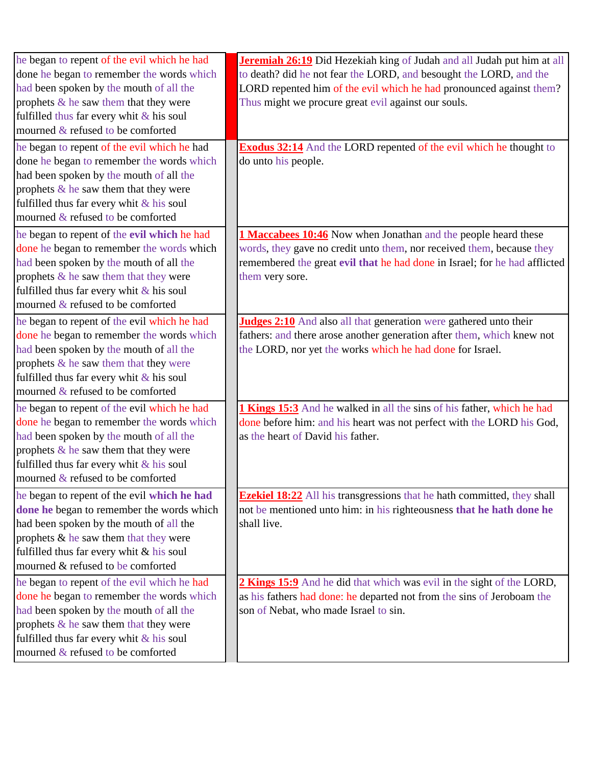| he began to repent of the evil which he had done he began to remember the words which had been spoken by the mouth of all the prophets & he saw them that they were fulfilled thus far every whit & his soul mourned & refused to be comforted | | **Jeremiah 26:19** Did Hezekiah king of Judah and all Judah put him at all to death? did he not fear the LORD, and besought the LORD, and the LORD repented him of the evil which he had pronounced against them? Thus might we procure great evil against our souls. |
|---|---|---|
| he began to repent of the evil which he had done he began to remember the words which had been spoken by the mouth of all the prophets & he saw them that they were fulfilled thus far every whit & his soul mourned & refused to be comforted | | **Exodus 32:14** And the LORD repented of the evil which he thought to do unto his people. |
| he began to repent of the **evil which** he had done he began to remember the words which had been spoken by the mouth of all the prophets & he saw them that they were fulfilled thus far every whit & his soul mourned & refused to be comforted | | **1 Maccabees 10:46** Now when Jonathan and the people heard these words, they gave no credit unto them, nor received them, because they remembered the great **evil that** he had done in Israel; for he had afflicted them very sore. |
| he began to repent of the evil which he had done he began to remember the words which had been spoken by the mouth of all the prophets & he saw them that they were fulfilled thus far every whit & his soul mourned & refused to be comforted | | **Judges 2:10** And also all that generation were gathered unto their fathers: and there arose another generation after them, which knew not the LORD, nor yet the works which he had done for Israel. |
| he began to repent of the evil which he had done he began to remember the words which had been spoken by the mouth of all the prophets & he saw them that they were fulfilled thus far every whit & his soul mourned & refused to be comforted | | **1 Kings 15:3** And he walked in all the sins of his father, which he had done before him: and his heart was not perfect with the LORD his God, as the heart of David his father. |
| he began to repent of the evil **which he had done he** began to remember the words which had been spoken by the mouth of all the prophets & he saw them that they were fulfilled thus far every whit & his soul mourned & refused to be comforted | | **Ezekiel 18:22** All his transgressions that he hath committed, they shall not be mentioned unto him: in his righteousness **that he hath done he** shall live. |
| he began to repent of the evil which he had done he began to remember the words which had been spoken by the mouth of all the prophets & he saw them that they were fulfilled thus far every whit & his soul mourned & refused to be comforted | | **2 Kings 15:9** And he did that which was evil in the sight of the LORD, as his fathers had done: he departed not from the sins of Jeroboam the son of Nebat, who made Israel to sin. |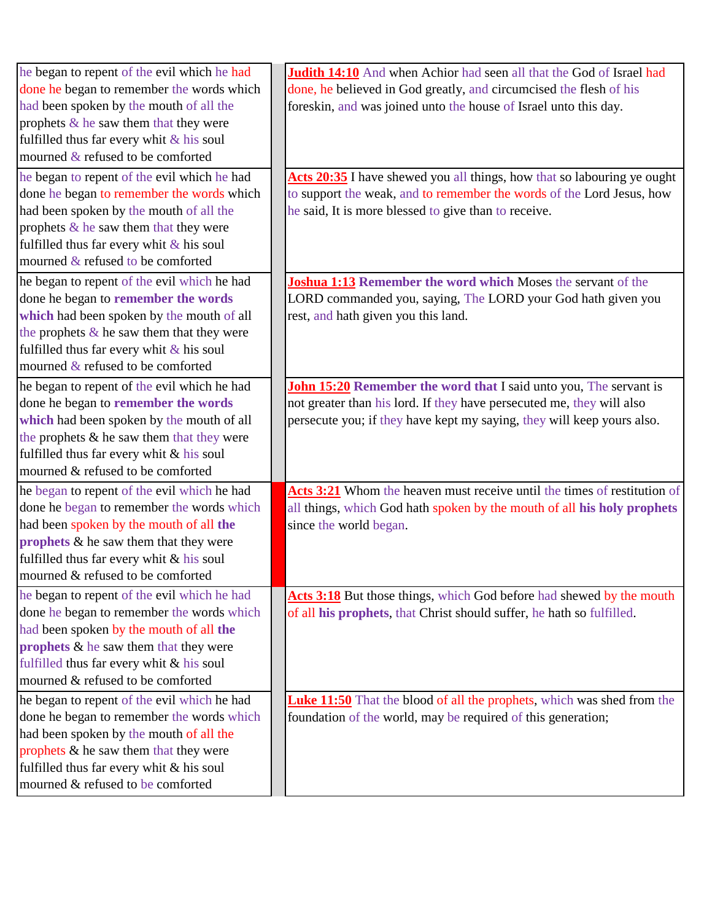| | | |
|---|---|---|
| he began to repent of the evil which he had done he began to remember the words which had been spoken by the mouth of all the prophets & he saw them that they were fulfilled thus far every whit & his soul mourned & refused to be comforted | | **Judith 14:10** And when Achior had seen all that the God of Israel had done, he believed in God greatly, and circumcised the flesh of his foreskin, and was joined unto the house of Israel unto this day. |
| he began to repent of the evil which he had done he began to remember the words which had been spoken by the mouth of all the prophets & he saw them that they were fulfilled thus far every whit & his soul mourned & refused to be comforted | | **Acts 20:35** I have shewed you all things, how that so labouring ye ought to support the weak, and to remember the words of the Lord Jesus, how he said, It is more blessed to give than to receive. |
| he began to repent of the evil which he had done he began to **remember the words which** had been spoken by the mouth of all the prophets & he saw them that they were fulfilled thus far every whit & his soul mourned & refused to be comforted | | **Joshua 1:13** **Remember the word which** Moses the servant of the LORD commanded you, saying, The LORD your God hath given you rest, and hath given you this land. |
| he began to repent of the evil which he had done he began to **remember the words which** had been spoken by the mouth of all the prophets & he saw them that they were fulfilled thus far every whit & his soul mourned & refused to be comforted | | **John 15:20** **Remember the word that** I said unto you, The servant is not greater than his lord. If they have persecuted me, they will also persecute you; if they have kept my saying, they will keep yours also. |
| he began to repent of the evil which he had done he began to remember the words which had been spoken by the mouth of all **the prophets** & he saw them that they were fulfilled thus far every whit & his soul mourned & refused to be comforted | | **Acts 3:21** Whom the heaven must receive until the times of restitution of all things, which God hath spoken by the mouth of all **his holy prophets** since the world began. |
| he began to repent of the evil which he had done he began to remember the words which had been spoken by the mouth of all **the prophets** & he saw them that they were fulfilled thus far every whit & his soul mourned & refused to be comforted | | **Acts 3:18** But those things, which God before had shewed by the mouth of all **his prophets**, that Christ should suffer, he hath so fulfilled. |
| he began to repent of the evil which he had done he began to remember the words which had been spoken by the mouth of all the prophets & he saw them that they were fulfilled thus far every whit & his soul mourned & refused to be comforted | | **Luke 11:50** That the blood of all the prophets, which was shed from the foundation of the world, may be required of this generation; |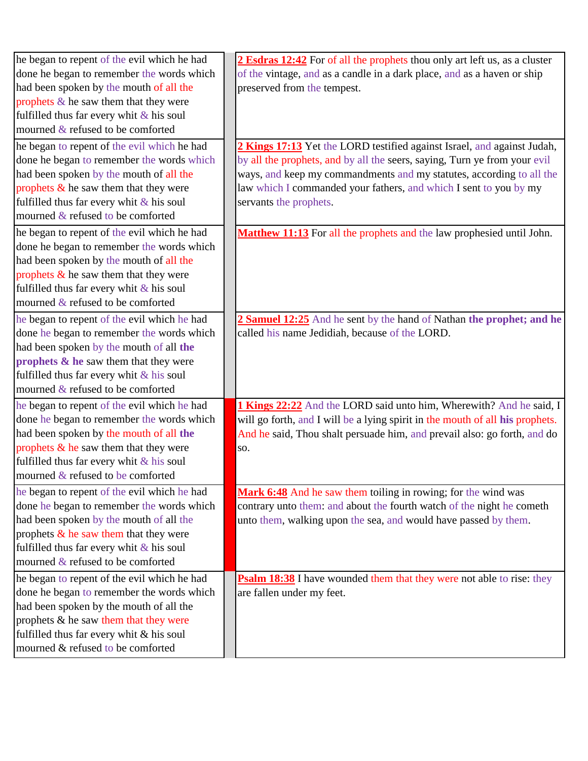| | | |
|---|---|---|
| he began to repent of the evil which he had done he began to remember the words which had been spoken by the mouth of all the prophets & he saw them that they were fulfilled thus far every whit & his soul mourned & refused to be comforted | | 2 Esdras 12:42 For of all the prophets thou only art left us, as a cluster of the vintage, and as a candle in a dark place, and as a haven or ship preserved from the tempest. |
| he began to repent of the evil which he had done he began to remember the words which had been spoken by the mouth of all the prophets & he saw them that they were fulfilled thus far every whit & his soul mourned & refused to be comforted | | 2 Kings 17:13 Yet the LORD testified against Israel, and against Judah, by all the prophets, and by all the seers, saying, Turn ye from your evil ways, and keep my commandments and my statutes, according to all the law which I commanded your fathers, and which I sent to you by my servants the prophets. |
| he began to repent of the evil which he had done he began to remember the words which had been spoken by the mouth of all the prophets & he saw them that they were fulfilled thus far every whit & his soul mourned & refused to be comforted | | Matthew 11:13 For all the prophets and the law prophesied until John. |
| he began to repent of the evil which he had done he began to remember the words which had been spoken by the mouth of all **the prophets & he** saw them that they were fulfilled thus far every whit & his soul mourned & refused to be comforted | | 2 Samuel 12:25 And he sent by the hand of Nathan **the prophet; and he** called his name Jedidiah, because of the LORD. |
| he began to repent of the evil which he had done he began to remember the words which had been spoken by the mouth of all the prophets & he saw them that they were fulfilled thus far every whit & his soul mourned & refused to be comforted | | 1 Kings 22:22 And the LORD said unto him, Wherewith? And he said, I will go forth, and I will be a lying spirit in the mouth of all **his** prophets. And he said, Thou shalt persuade him, and prevail also: go forth, and do so. |
| he began to repent of the evil which he had done he began to remember the words which had been spoken by the mouth of all the prophets & he saw them that they were fulfilled thus far every whit & his soul mourned & refused to be comforted | | Mark 6:48 And he saw them toiling in rowing; for the wind was contrary unto them: and about the fourth watch of the night he cometh unto them, walking upon the sea, and would have passed by them. |
| he began to repent of the evil which he had done he began to remember the words which had been spoken by the mouth of all the prophets & he saw them that they were fulfilled thus far every whit & his soul mourned & refused to be comforted | | Psalm 18:38 I have wounded them that they were not able to rise: they are fallen under my feet. |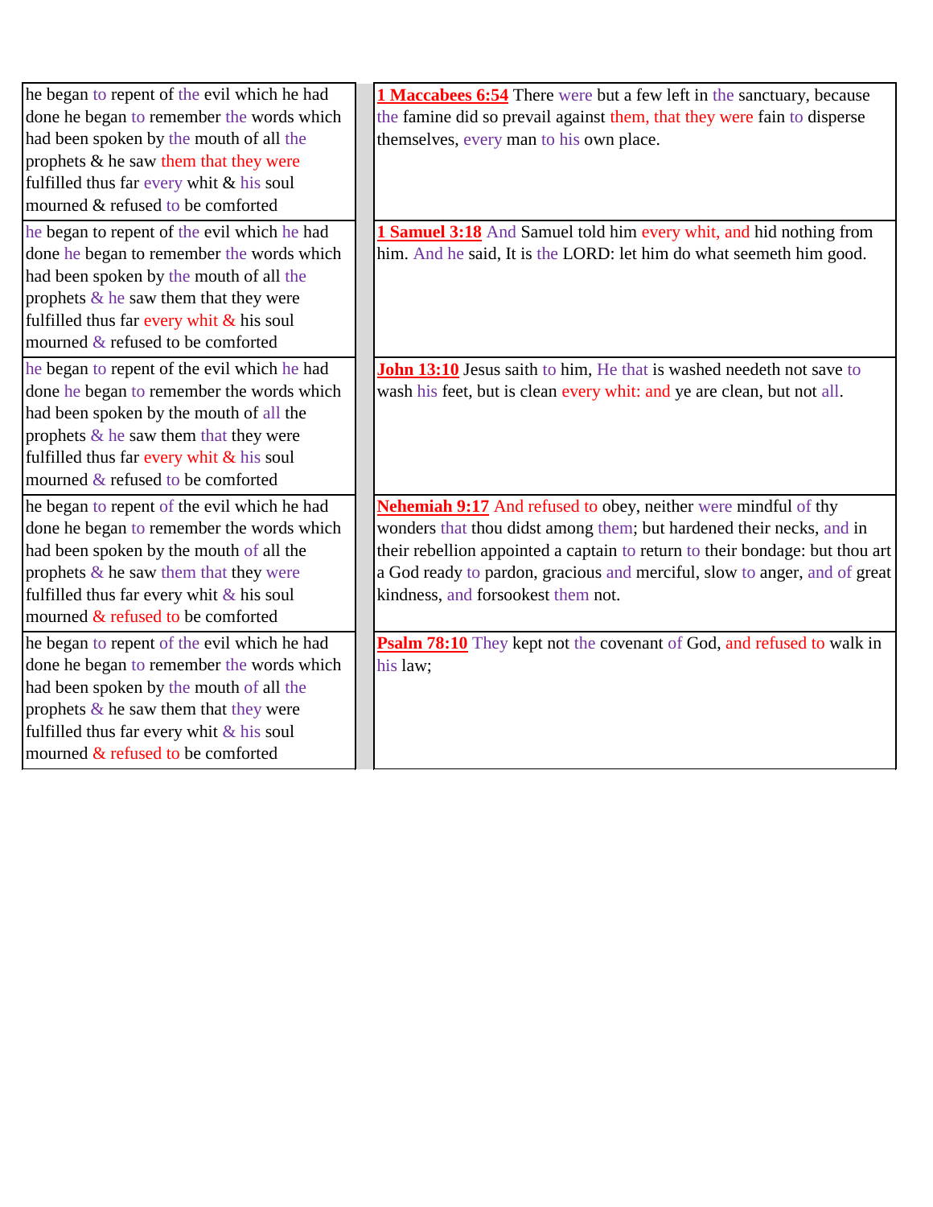| | |
|---|---|
| he began to repent of the evil which he had done he began to remember the words which had been spoken by the mouth of all the prophets & he saw them that they were fulfilled thus far every whit & his soul mourned & refused to be comforted | **1 Maccabees 6:54** There were but a few left in the sanctuary, because the famine did so prevail against them, that they were fain to disperse themselves, every man to his own place. |
| he began to repent of the evil which he had done he began to remember the words which had been spoken by the mouth of all the prophets & he saw them that they were fulfilled thus far every whit & his soul mourned & refused to be comforted | **1 Samuel 3:18** And Samuel told him every whit, and hid nothing from him. And he said, It is the LORD: let him do what seemeth him good. |
| he began to repent of the evil which he had done he began to remember the words which had been spoken by the mouth of all the prophets & he saw them that they were fulfilled thus far every whit & his soul mourned & refused to be comforted | **John 13:10** Jesus saith to him, He that is washed needeth not save to wash his feet, but is clean every whit: and ye are clean, but not all. |
| he began to repent of the evil which he had done he began to remember the words which had been spoken by the mouth of all the prophets & he saw them that they were fulfilled thus far every whit & his soul mourned & refused to be comforted | **Nehemiah 9:17** And refused to obey, neither were mindful of thy wonders that thou didst among them; but hardened their necks, and in their rebellion appointed a captain to return to their bondage: but thou art a God ready to pardon, gracious and merciful, slow to anger, and of great kindness, and forsookest them not. |
| he began to repent of the evil which he had done he began to remember the words which had been spoken by the mouth of all the prophets & he saw them that they were fulfilled thus far every whit & his soul mourned & refused to be comforted | **Psalm 78:10** They kept not the covenant of God, and refused to walk in his law; |